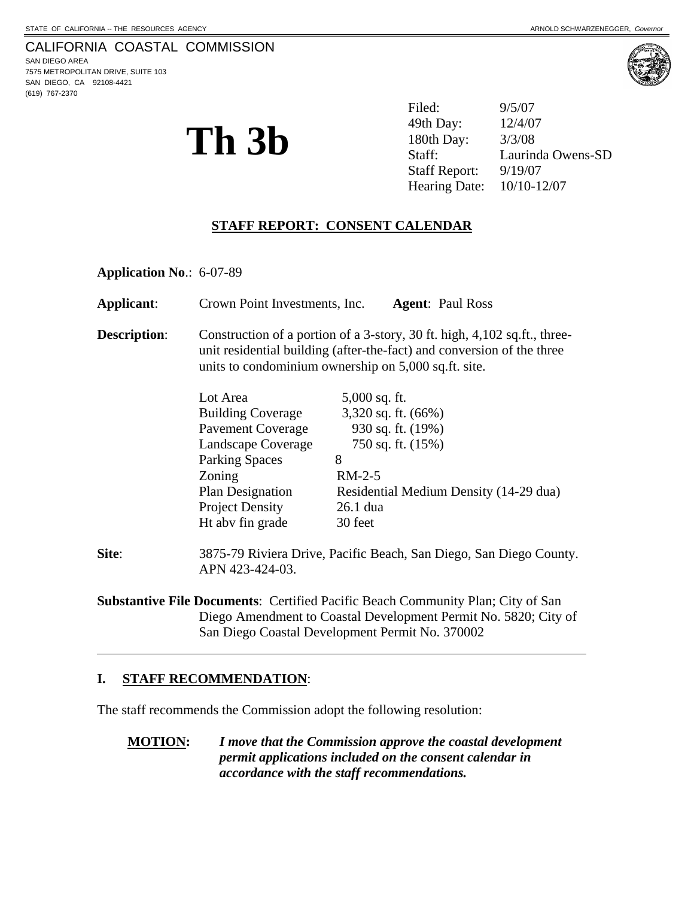STATE OF CALIFORNIA -- THE RESOURCES AGENCY    ARNOLD SCHWARZENEGGER, *Governor*

CALIFORNIA COASTAL COMMISSION
SAN DIEGO AREA
7575 METROPOLITAN DRIVE, SUITE 103
SAN DIEGO, CA 92108-4421
(619) 767-2370

# Th 3b

| | |
|---|---|
| Filed: | 9/5/07 |
| 49th Day: | 12/4/07 |
| 180th Day: | 3/3/08 |
| Staff: | Laurinda Owens-SD |
| Staff Report: | 9/19/07 |
| Hearing Date: | 10/10-12/07 |

## STAFF REPORT: CONSENT CALENDAR

**Application No**.: 6-07-89

**Applicant**: Crown Point Investments, Inc. **Agent**: Paul Ross

**Description**: Construction of a portion of a 3-story, 30 ft. high, 4,102 sq.ft., three-unit residential building (after-the-fact) and conversion of the three units to condominium ownership on 5,000 sq.ft. site.

| | |
|---|---|
| Lot Area | 5,000 sq. ft. |
| Building Coverage | 3,320 sq. ft. (66%) |
| Pavement Coverage | 930 sq. ft. (19%) |
| Landscape Coverage | 750 sq. ft. (15%) |
| Parking Spaces | 8 |
| Zoning | RM-2-5 |
| Plan Designation | Residential Medium Density (14-29 dua) |
| Project Density | 26.1 dua |
| Ht abv fin grade | 30 feet |

**Site**: 3875-79 Riviera Drive, Pacific Beach, San Diego, San Diego County. APN 423-424-03.

**Substantive File Documents**: Certified Pacific Beach Community Plan; City of San Diego Amendment to Coastal Development Permit No. 5820; City of San Diego Coastal Development Permit No. 370002

---

## I. STAFF RECOMMENDATION:

The staff recommends the Commission adopt the following resolution:

**MOTION:** ***I move that the Commission approve the coastal development permit applications included on the consent calendar in accordance with the staff recommendations.***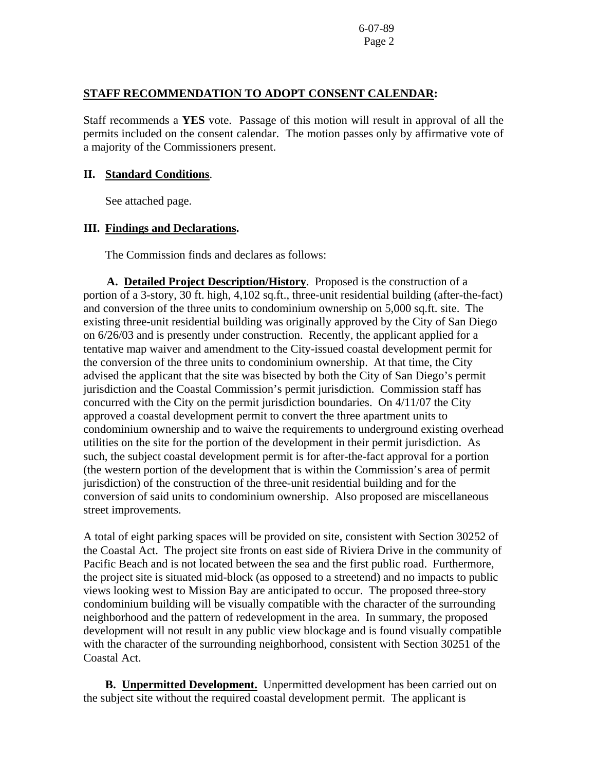**STAFF RECOMMENDATION TO ADOPT CONSENT CALENDAR:**

Staff recommends a **YES** vote. Passage of this motion will result in approval of all the permits included on the consent calendar. The motion passes only by affirmative vote of a majority of the Commissioners present.

**II. Standard Conditions.**

See attached page.

**III. Findings and Declarations.**

The Commission finds and declares as follows:

**A. Detailed Project Description/History.** Proposed is the construction of a portion of a 3-story, 30 ft. high, 4,102 sq.ft., three-unit residential building (after-the-fact) and conversion of the three units to condominium ownership on 5,000 sq.ft. site. The existing three-unit residential building was originally approved by the City of San Diego on 6/26/03 and is presently under construction. Recently, the applicant applied for a tentative map waiver and amendment to the City-issued coastal development permit for the conversion of the three units to condominium ownership. At that time, the City advised the applicant that the site was bisected by both the City of San Diego's permit jurisdiction and the Coastal Commission's permit jurisdiction. Commission staff has concurred with the City on the permit jurisdiction boundaries. On 4/11/07 the City approved a coastal development permit to convert the three apartment units to condominium ownership and to waive the requirements to underground existing overhead utilities on the site for the portion of the development in their permit jurisdiction. As such, the subject coastal development permit is for after-the-fact approval for a portion (the western portion of the development that is within the Commission's area of permit jurisdiction) of the construction of the three-unit residential building and for the conversion of said units to condominium ownership. Also proposed are miscellaneous street improvements.

A total of eight parking spaces will be provided on site, consistent with Section 30252 of the Coastal Act. The project site fronts on east side of Riviera Drive in the community of Pacific Beach and is not located between the sea and the first public road. Furthermore, the project site is situated mid-block (as opposed to a streetend) and no impacts to public views looking west to Mission Bay are anticipated to occur. The proposed three-story condominium building will be visually compatible with the character of the surrounding neighborhood and the pattern of redevelopment in the area. In summary, the proposed development will not result in any public view blockage and is found visually compatible with the character of the surrounding neighborhood, consistent with Section 30251 of the Coastal Act.

**B. Unpermitted Development.** Unpermitted development has been carried out on the subject site without the required coastal development permit. The applicant is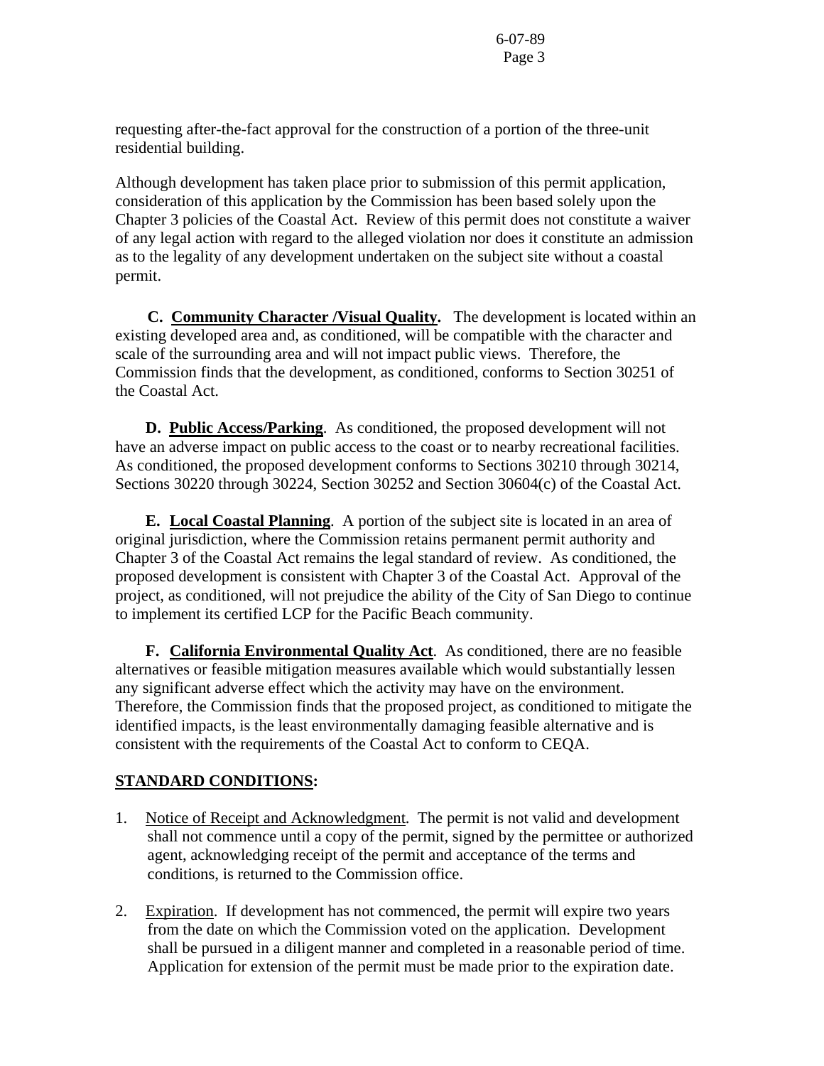requesting after-the-fact approval for the construction of a portion of the three-unit residential building.

Although development has taken place prior to submission of this permit application, consideration of this application by the Commission has been based solely upon the Chapter 3 policies of the Coastal Act. Review of this permit does not constitute a waiver of any legal action with regard to the alleged violation nor does it constitute an admission as to the legality of any development undertaken on the subject site without a coastal permit.

**C. Community Character /Visual Quality.** The development is located within an existing developed area and, as conditioned, will be compatible with the character and scale of the surrounding area and will not impact public views. Therefore, the Commission finds that the development, as conditioned, conforms to Section 30251 of the Coastal Act.

**D. Public Access/Parking**. As conditioned, the proposed development will not have an adverse impact on public access to the coast or to nearby recreational facilities. As conditioned, the proposed development conforms to Sections 30210 through 30214, Sections 30220 through 30224, Section 30252 and Section 30604(c) of the Coastal Act.

**E. Local Coastal Planning**. A portion of the subject site is located in an area of original jurisdiction, where the Commission retains permanent permit authority and Chapter 3 of the Coastal Act remains the legal standard of review. As conditioned, the proposed development is consistent with Chapter 3 of the Coastal Act. Approval of the project, as conditioned, will not prejudice the ability of the City of San Diego to continue to implement its certified LCP for the Pacific Beach community.

**F. California Environmental Quality Act**. As conditioned, there are no feasible alternatives or feasible mitigation measures available which would substantially lessen any significant adverse effect which the activity may have on the environment. Therefore, the Commission finds that the proposed project, as conditioned to mitigate the identified impacts, is the least environmentally damaging feasible alternative and is consistent with the requirements of the Coastal Act to conform to CEQA.

## STANDARD CONDITIONS:

1. Notice of Receipt and Acknowledgment. The permit is not valid and development shall not commence until a copy of the permit, signed by the permittee or authorized agent, acknowledging receipt of the permit and acceptance of the terms and conditions, is returned to the Commission office.

2. Expiration. If development has not commenced, the permit will expire two years from the date on which the Commission voted on the application. Development shall be pursued in a diligent manner and completed in a reasonable period of time. Application for extension of the permit must be made prior to the expiration date.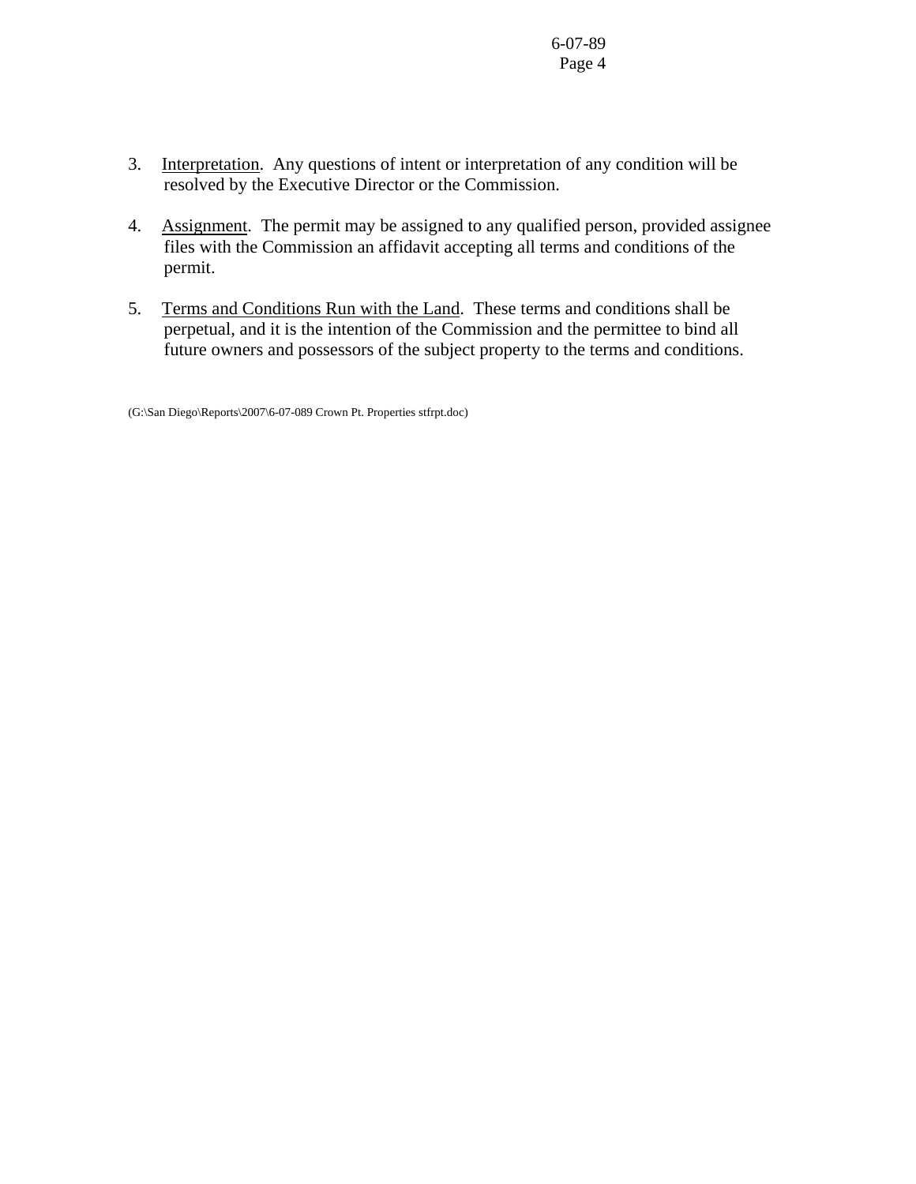3. Interpretation. Any questions of intent or interpretation of any condition will be resolved by the Executive Director or the Commission.

4. Assignment. The permit may be assigned to any qualified person, provided assignee files with the Commission an affidavit accepting all terms and conditions of the permit.

5. Terms and Conditions Run with the Land. These terms and conditions shall be perpetual, and it is the intention of the Commission and the permittee to bind all future owners and possessors of the subject property to the terms and conditions.

(G:\San Diego\Reports\2007\6-07-089 Crown Pt. Properties stfrpt.doc)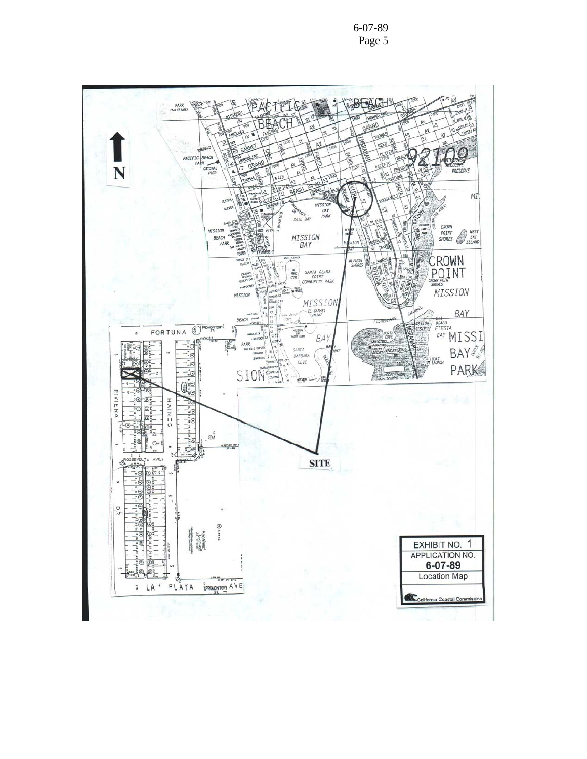**EXHIBIT NO. 1**
**APPLICATION NO. 6-07-89**
**Location Map**

California Coastal Commission

**SITE**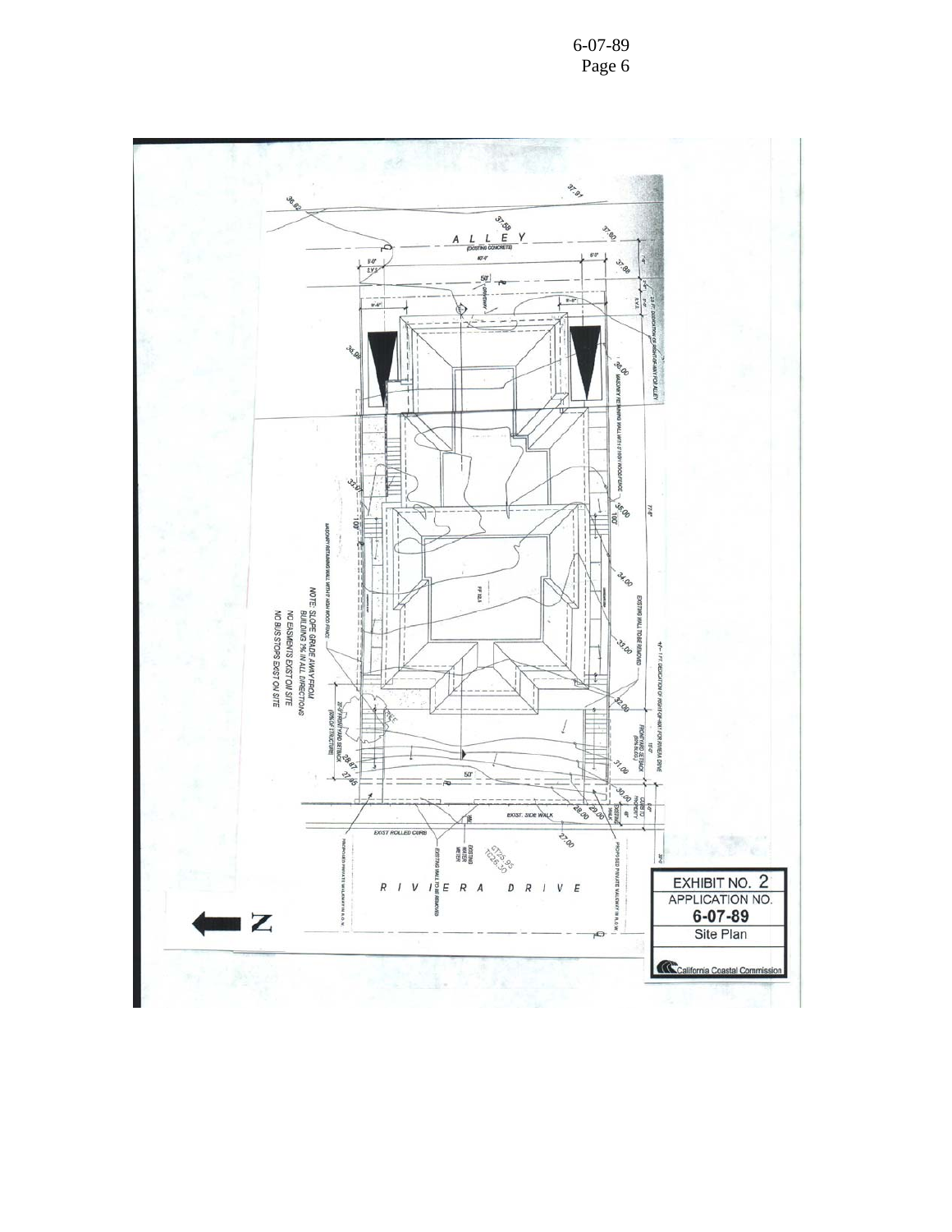ALLEY

(EXISTING CONCRETE)

RIVIERA DRIVE

NOTE: SLOPE GRADE AWAY FROM BUILDING 2% IN ALL DIRECTIONS

NO EASMENTS EXIST ON SITE

NO BUS STOPS EXIST ON SITE

EXISTING WALL TO BE REMOVED

EXIST. SIDE WALK

EXIST ROLLED CURB

N

EXHIBIT NO. 2

APPLICATION NO.

6-07-89

Site Plan

California Coastal Commission